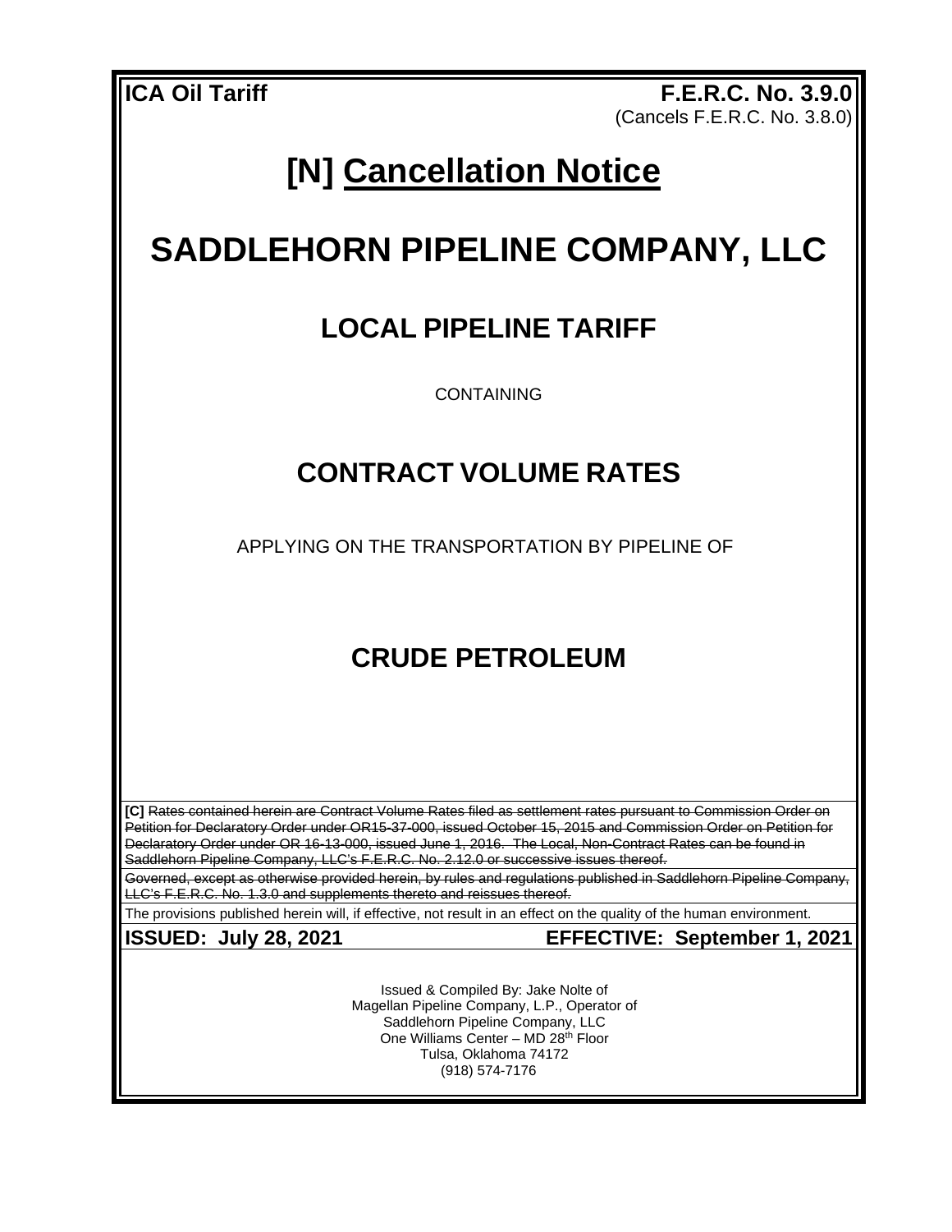**ICA Oil Tariff** **F.E.R.C. No. 3.9.0**
(Cancels F.E.R.C. No. 3.8.0)

# [N] Cancellation Notice

# SADDLEHORN PIPELINE COMPANY, LLC

## LOCAL PIPELINE TARIFF

CONTAINING

## CONTRACT VOLUME RATES

APPLYING ON THE TRANSPORTATION BY PIPELINE OF

## CRUDE PETROLEUM

**[C]** ~~Rates contained herein are Contract Volume Rates filed as settlement rates pursuant to Commission Order on Petition for Declaratory Order under OR15-37-000, issued October 15, 2015 and Commission Order on Petition for Declaratory Order under OR 16-13-000, issued June 1, 2016. The Local, Non-Contract Rates can be found in Saddlehorn Pipeline Company, LLC's F.E.R.C. No. 2.12.0 or successive issues thereof.~~

~~Governed, except as otherwise provided herein, by rules and regulations published in Saddlehorn Pipeline Company, LLC's F.E.R.C. No. 1.3.0 and supplements thereto and reissues thereof.~~

The provisions published herein will, if effective, not result in an effect on the quality of the human environment.

**ISSUED: July 28, 2021** **EFFECTIVE: September 1, 2021**

Issued & Compiled By: Jake Nolte of
Magellan Pipeline Company, L.P., Operator of
Saddlehorn Pipeline Company, LLC
One Williams Center – MD 28th Floor
Tulsa, Oklahoma 74172
(918) 574-7176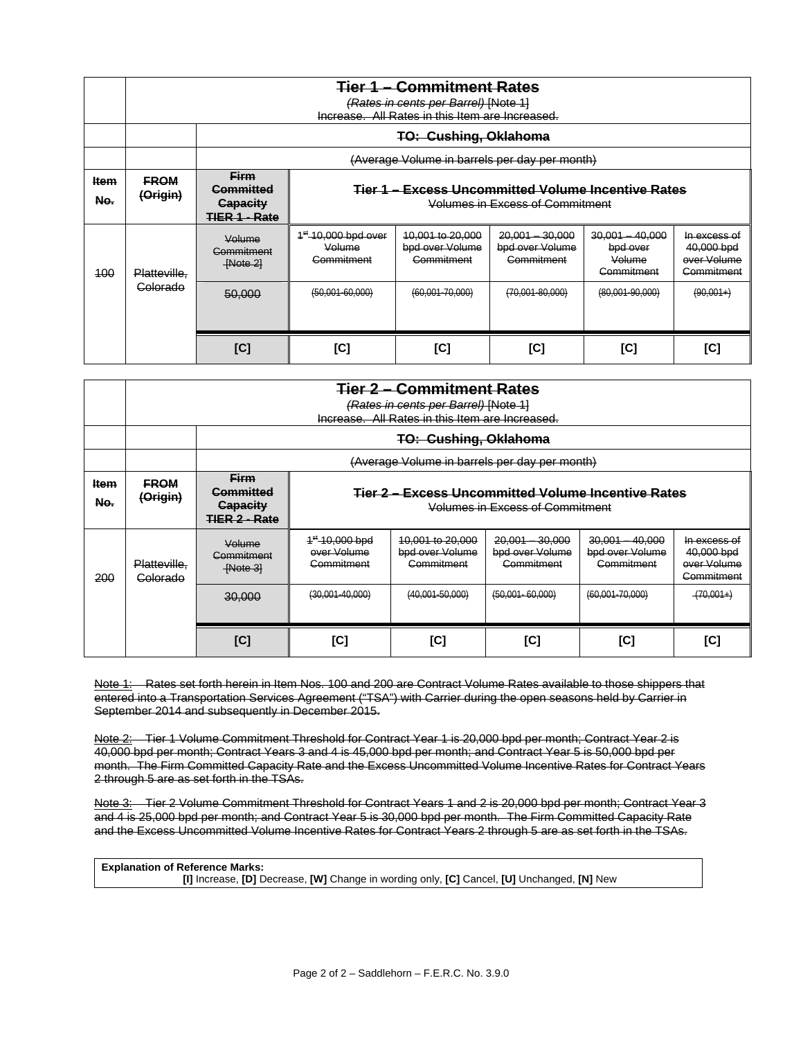| | | | | | | | |
|---|---|---|---|---|---|---|---|
| | **Tier 1 – Commitment Rates** *(Rates in cents per Barrel)* [Note 1] Increase. All Rates in this Item are Increased. | | | | | | |
| | | **TO: Cushing, Oklahoma** | | | | | |
| | | (Average Volume in barrels per day per month) | | | | | |
| **Item No.** | **FROM (Origin)** | **Firm Committed Capacity TIER 1 - Rate** | **Tier 1 – Excess Uncommitted Volume Incentive Rates** Volumes in Excess of Commitment | | | | |
| 100 | Platteville, Colorado | Volume Commitment [Note 2] | 1st 10,000 bpd over Volume Commitment | 10,001 to 20,000 bpd over Volume Commitment | 20,001 – 30,000 bpd over Volume Commitment | 30,001 – 40,000 bpd over Volume Commitment | In excess of 40,000 bpd over Volume Commitment |
| | | 50,000 | (50,001-60,000) | (60,001-70,000) | (70,001-80,000) | (80,001-90,000) | (90,001+) |
| | | [C] | [C] | [C] | [C] | [C] | [C] |

| | | | | | | | |
|---|---|---|---|---|---|---|---|
| | **Tier 2 – Commitment Rates** *(Rates in cents per Barrel)* [Note 1] Increase. All Rates in this Item are Increased. | | | | | | |
| | | **TO: Cushing, Oklahoma** | | | | | |
| | | (Average Volume in barrels per day per month) | | | | | |
| **Item No.** | **FROM (Origin)** | **Firm Committed Capacity TIER 2 - Rate** | **Tier 2 – Excess Uncommitted Volume Incentive Rates** Volumes in Excess of Commitment | | | | |
| 200 | Platteville, Colorado | Volume Commitment [Note 3] | 1st 10,000 bpd over Volume Commitment | 10,001 to 20,000 bpd over Volume Commitment | 20,001 – 30,000 bpd over Volume Commitment | 30,001 – 40,000 bpd over Volume Commitment | In excess of 40,000 bpd over Volume Commitment |
| | | 30,000 | (30,001-40,000) | (40,001-50,000) | (50,001- 60,000) | (60,001-70,000) | (70,001+) |
| | | [C] | [C] | [C] | [C] | [C] | [C] |

Note 1: Rates set forth herein in Item Nos. 100 and 200 are Contract Volume Rates available to those shippers that entered into a Transportation Services Agreement ("TSA") with Carrier during the open seasons held by Carrier in September 2014 and subsequently in December 2015.

Note 2: Tier 1 Volume Commitment Threshold for Contract Year 1 is 20,000 bpd per month; Contract Year 2 is 40,000 bpd per month; Contract Years 3 and 4 is 45,000 bpd per month; and Contract Year 5 is 50,000 bpd per month. The Firm Committed Capacity Rate and the Excess Uncommitted Volume Incentive Rates for Contract Years 2 through 5 are as set forth in the TSAs.

Note 3: Tier 2 Volume Commitment Threshold for Contract Years 1 and 2 is 20,000 bpd per month; Contract Year 3 and 4 is 25,000 bpd per month; and Contract Year 5 is 30,000 bpd per month. The Firm Committed Capacity Rate and the Excess Uncommitted Volume Incentive Rates for Contract Years 2 through 5 are as set forth in the TSAs.

**Explanation of Reference Marks:**
**[I]** Increase, **[D]** Decrease, **[W]** Change in wording only, **[C]** Cancel, **[U]** Unchanged, **[N]** New